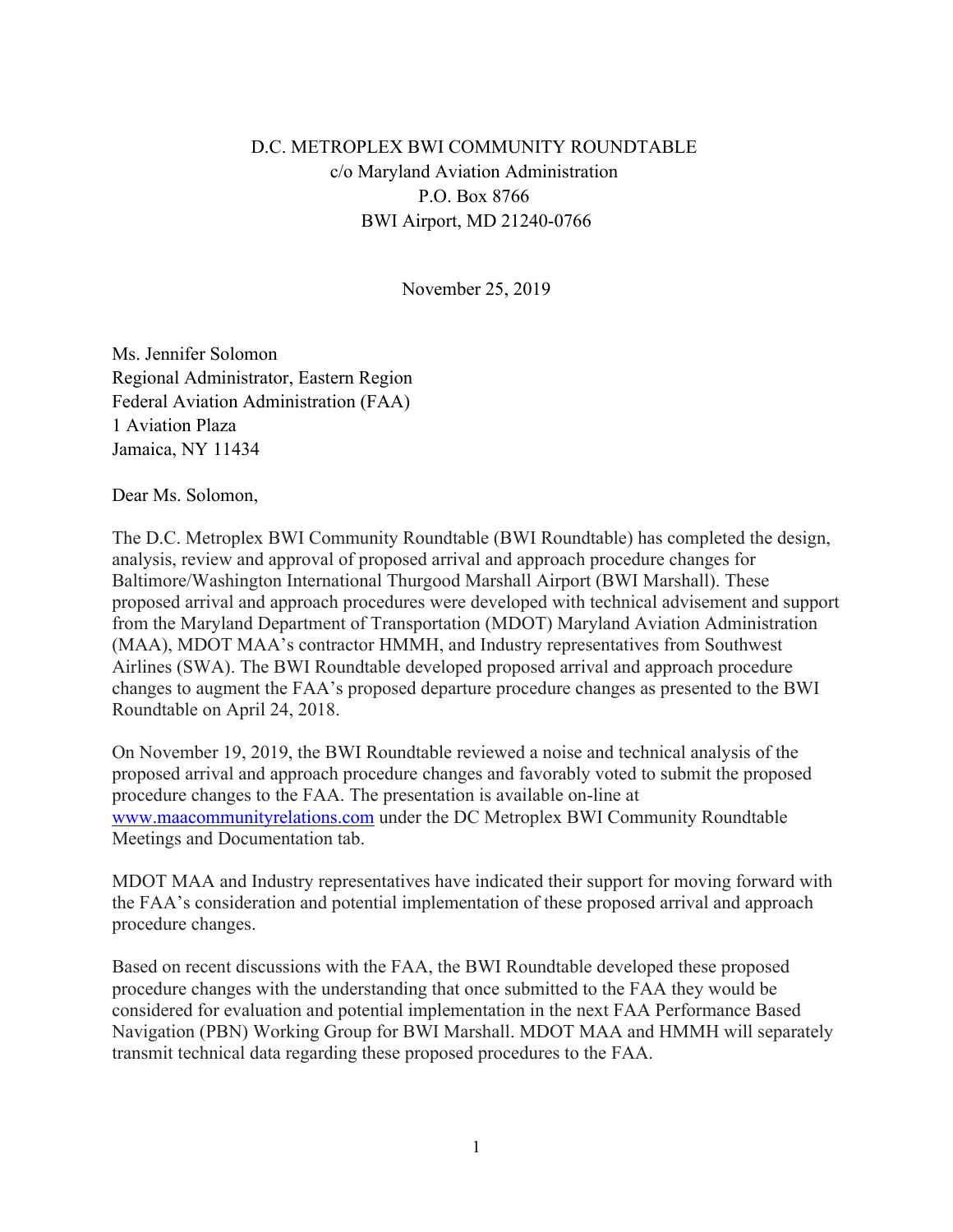D.C. METROPLEX BWI COMMUNITY ROUNDTABLE
c/o Maryland Aviation Administration
P.O. Box 8766
BWI Airport, MD 21240-0766

November 25, 2019

Ms. Jennifer Solomon
Regional Administrator, Eastern Region
Federal Aviation Administration (FAA)
1 Aviation Plaza
Jamaica, NY 11434

Dear Ms. Solomon,

The D.C. Metroplex BWI Community Roundtable (BWI Roundtable) has completed the design, analysis, review and approval of proposed arrival and approach procedure changes for Baltimore/Washington International Thurgood Marshall Airport (BWI Marshall). These proposed arrival and approach procedures were developed with technical advisement and support from the Maryland Department of Transportation (MDOT) Maryland Aviation Administration (MAA), MDOT MAA's contractor HMMH, and Industry representatives from Southwest Airlines (SWA). The BWI Roundtable developed proposed arrival and approach procedure changes to augment the FAA's proposed departure procedure changes as presented to the BWI Roundtable on April 24, 2018.

On November 19, 2019, the BWI Roundtable reviewed a noise and technical analysis of the proposed arrival and approach procedure changes and favorably voted to submit the proposed procedure changes to the FAA. The presentation is available on-line at www.maacommunityrelations.com under the DC Metroplex BWI Community Roundtable Meetings and Documentation tab.

MDOT MAA and Industry representatives have indicated their support for moving forward with the FAA's consideration and potential implementation of these proposed arrival and approach procedure changes.

Based on recent discussions with the FAA, the BWI Roundtable developed these proposed procedure changes with the understanding that once submitted to the FAA they would be considered for evaluation and potential implementation in the next FAA Performance Based Navigation (PBN) Working Group for BWI Marshall. MDOT MAA and HMMH will separately transmit technical data regarding these proposed procedures to the FAA.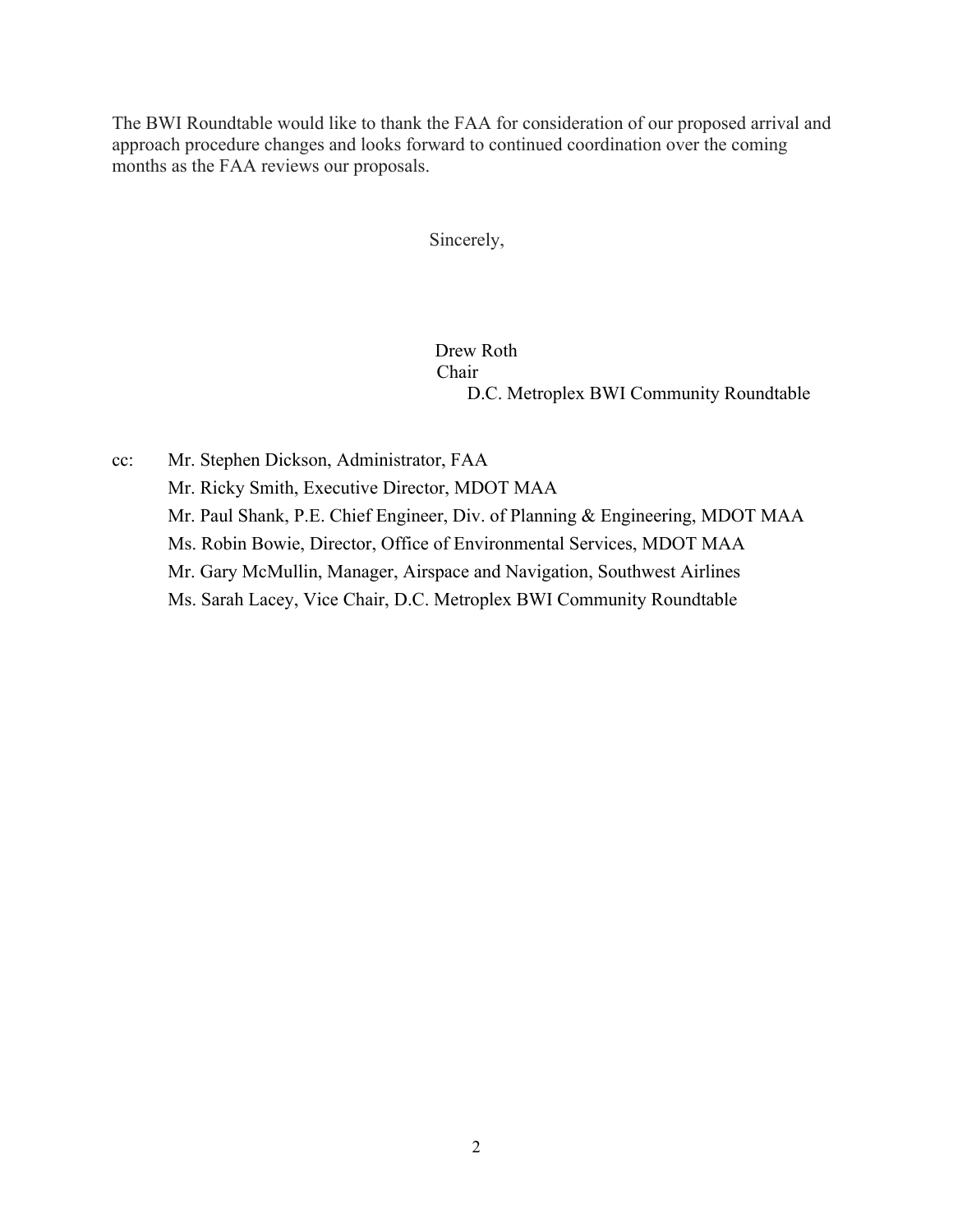The BWI Roundtable would like to thank the FAA for consideration of our proposed arrival and approach procedure changes and looks forward to continued coordination over the coming months as the FAA reviews our proposals.

Sincerely,

Drew Roth
Chair
D.C. Metroplex BWI Community Roundtable

cc: Mr. Stephen Dickson, Administrator, FAA
Mr. Ricky Smith, Executive Director, MDOT MAA
Mr. Paul Shank, P.E. Chief Engineer, Div. of Planning & Engineering, MDOT MAA
Ms. Robin Bowie, Director, Office of Environmental Services, MDOT MAA
Mr. Gary McMullin, Manager, Airspace and Navigation, Southwest Airlines
Ms. Sarah Lacey, Vice Chair, D.C. Metroplex BWI Community Roundtable